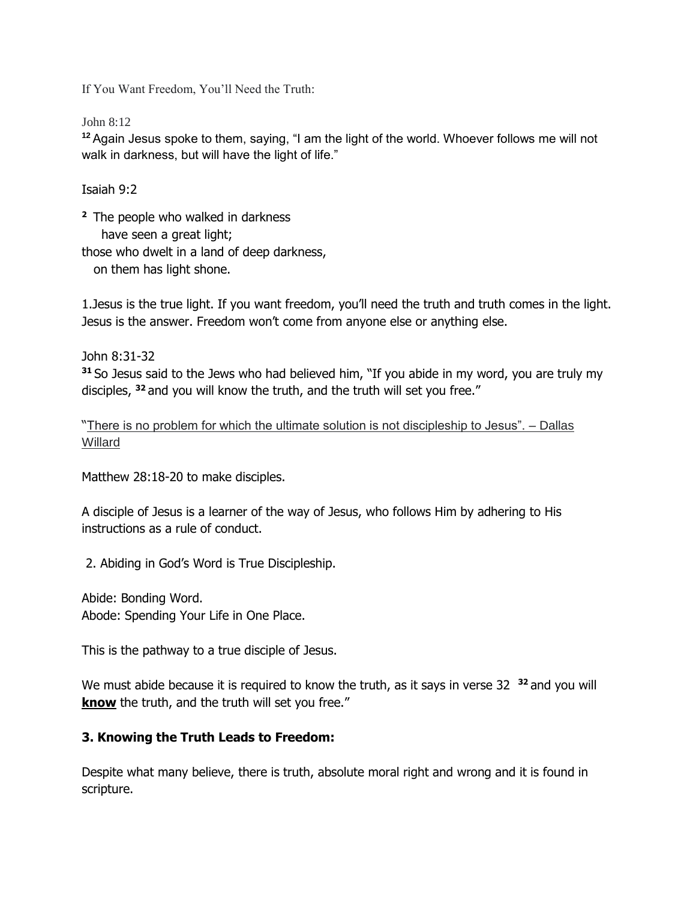If You Want Freedom, You'll Need the Truth:

John 8:12

[12] Again Jesus spoke to them, saying, "I am the light of the world. Whoever follows me will not walk in darkness, but will have the light of life."

Isaiah 9:2

[2] The people who walked in darkness
    have seen a great light;
those who dwelt in a land of deep darkness,
   on them has light shone.

1.Jesus is the true light. If you want freedom, you'll need the truth and truth comes in the light. Jesus is the answer. Freedom won't come from anyone else or anything else.

John 8:31-32

[31] So Jesus said to the Jews who had believed him, "If you abide in my word, you are truly my disciples, [32] and you will know the truth, and the truth will set you free."

"There is no problem for which the ultimate solution is not discipleship to Jesus". – Dallas Willard

Matthew 28:18-20 to make disciples.

A disciple of Jesus is a learner of the way of Jesus, who follows Him by adhering to His instructions as a rule of conduct.

2. Abiding in God's Word is True Discipleship.

Abide: Bonding Word.
Abode: Spending Your Life in One Place.

This is the pathway to a true disciple of Jesus.

We must abide because it is required to know the truth, as it says in verse 32 [32] and you will **know** the truth, and the truth will set you free."

**3. Knowing the Truth Leads to Freedom:**

Despite what many believe, there is truth, absolute moral right and wrong and it is found in scripture.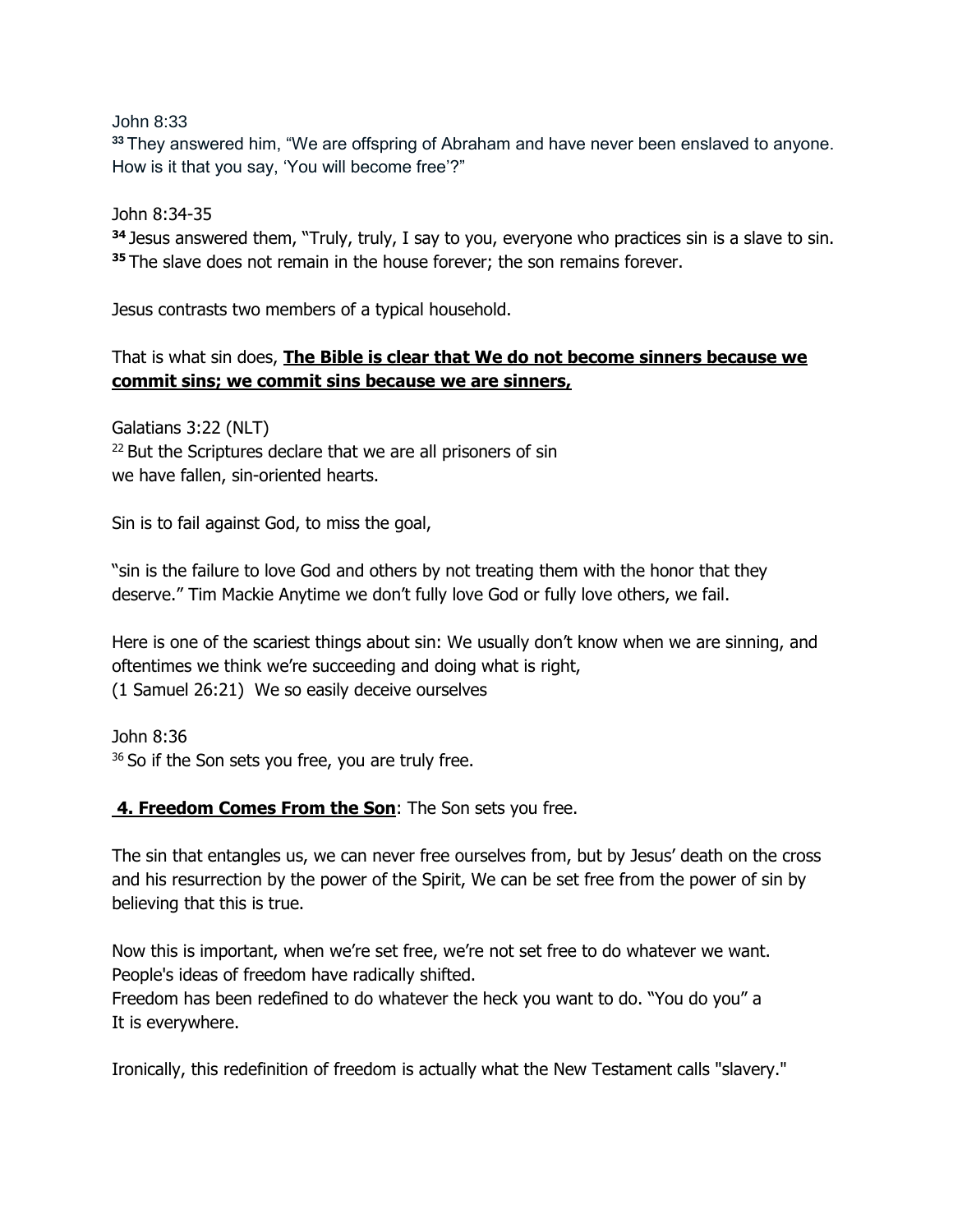John 8:33
[33] They answered him, "We are offspring of Abraham and have never been enslaved to anyone. How is it that you say, 'You will become free'?"

John 8:34-35
[34] Jesus answered them, "Truly, truly, I say to you, everyone who practices sin is a slave to sin.
[35] The slave does not remain in the house forever; the son remains forever.

Jesus contrasts two members of a typical household.

That is what sin does, **The Bible is clear that We do not become sinners because we commit sins; we commit sins because we are sinners,**

Galatians 3:22 (NLT)
[22] But the Scriptures declare that we are all prisoners of sin
we have fallen, sin-oriented hearts.

Sin is to fail against God, to miss the goal,

"sin is the failure to love God and others by not treating them with the honor that they deserve." Tim Mackie Anytime we don't fully love God or fully love others, we fail.

Here is one of the scariest things about sin: We usually don't know when we are sinning, and oftentimes we think we're succeeding and doing what is right,
(1 Samuel 26:21) We so easily deceive ourselves

John 8:36
[36] So if the Son sets you free, you are truly free.

**4. Freedom Comes From the Son**: The Son sets you free.

The sin that entangles us, we can never free ourselves from, but by Jesus' death on the cross and his resurrection by the power of the Spirit, We can be set free from the power of sin by believing that this is true.

Now this is important, when we're set free, we're not set free to do whatever we want.
People's ideas of freedom have radically shifted.
Freedom has been redefined to do whatever the heck you want to do. "You do you" a
It is everywhere.

Ironically, this redefinition of freedom is actually what the New Testament calls "slavery."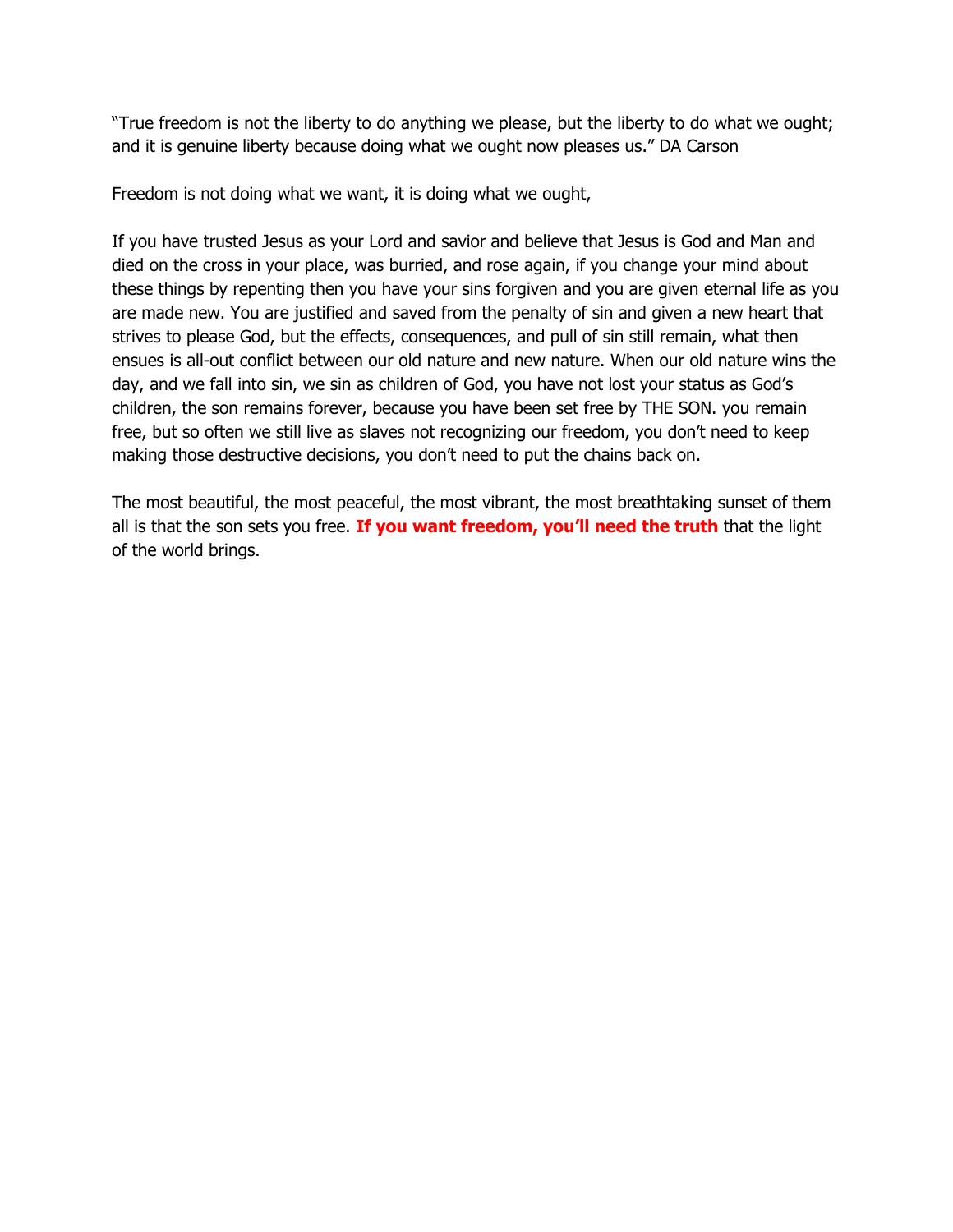"True freedom is not the liberty to do anything we please, but the liberty to do what we ought; and it is genuine liberty because doing what we ought now pleases us." DA Carson

Freedom is not doing what we want, it is doing what we ought,

If you have trusted Jesus as your Lord and savior and believe that Jesus is God and Man and died on the cross in your place, was burried, and rose again, if you change your mind about these things by repenting then you have your sins forgiven and you are given eternal life as you are made new. You are justified and saved from the penalty of sin and given a new heart that strives to please God, but the effects, consequences, and pull of sin still remain, what then ensues is all-out conflict between our old nature and new nature. When our old nature wins the day, and we fall into sin, we sin as children of God, you have not lost your status as God's children, the son remains forever, because you have been set free by THE SON. you remain free, but so often we still live as slaves not recognizing our freedom, you don't need to keep making those destructive decisions, you don't need to put the chains back on.

The most beautiful, the most peaceful, the most vibrant, the most breathtaking sunset of them all is that the son sets you free. **If you want freedom, you'll need the truth** that the light of the world brings.